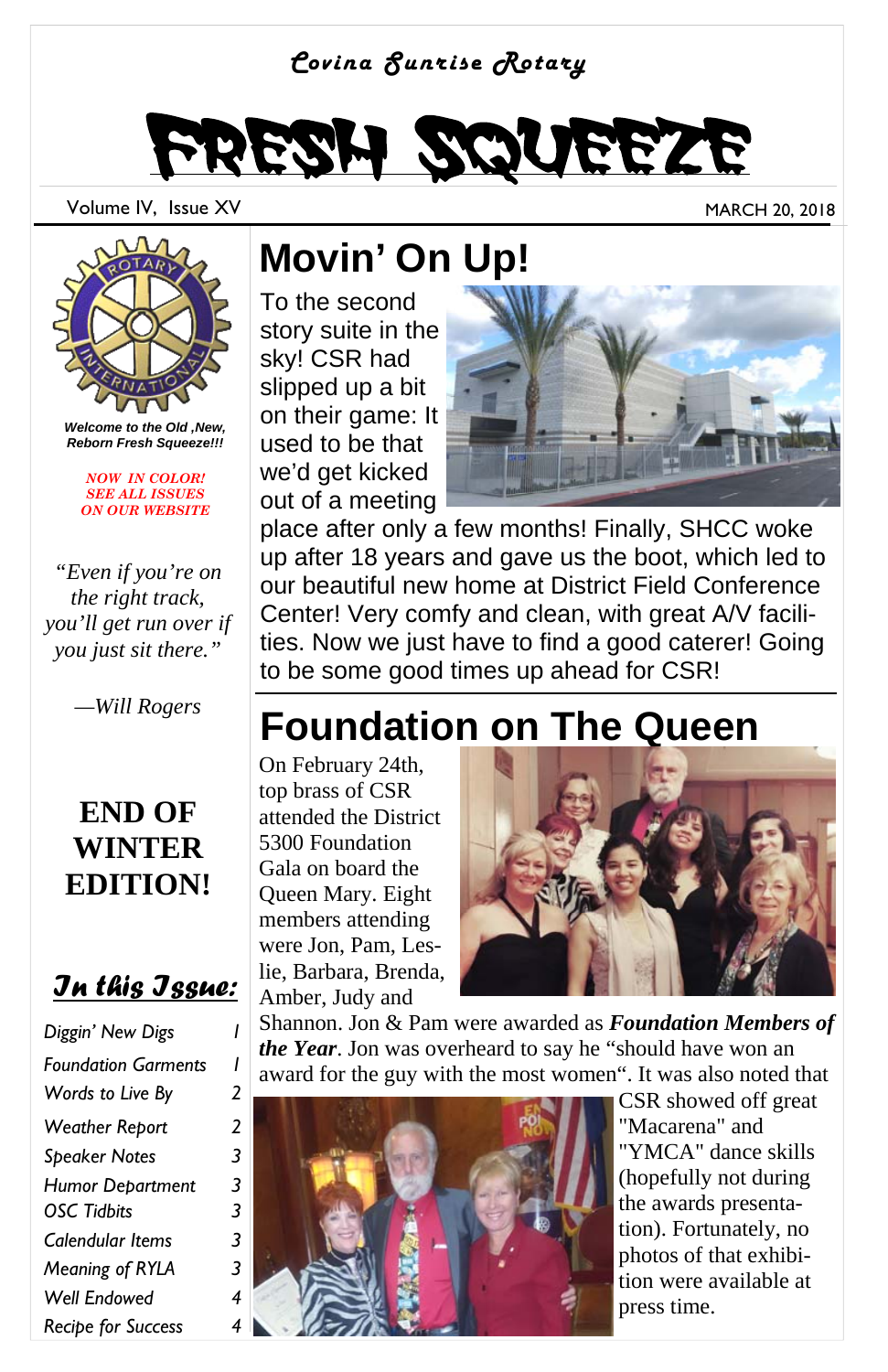Covina Sunrise Rotary

# FRESH SQUEEZE

Volume IV, Issue XV

MARCH 20, 2018

***Welcome to the Old ,New, Reborn Fresh Squeeze!!!***

***NOW IN COLOR! SEE ALL ISSUES ON OUR WEBSITE***

*"Even if you're on the right track, you'll get run over if you just sit there."*

*—Will Rogers*

**END OF WINTER EDITION!**

## In this Issue:

| | |
|---|---|
| *Diggin' New Digs* | *1* |
| *Foundation Garments* | *1* |
| *Words to Live By* | *2* |
| *Weather Report* | *2* |
| *Speaker Notes* | *3* |
| *Humor Department* | *3* |
| *OSC Tidbits* | *3* |
| *Calendular Items* | *3* |
| *Meaning of RYLA* | *3* |
| *Well Endowed* | *4* |
| *Recipe for Success* | *4* |

# Movin' On Up!

To the second story suite in the sky! CSR had slipped up a bit on their game: It used to be that we'd get kicked out of a meeting place after only a few months! Finally, SHCC woke up after 18 years and gave us the boot, which led to our beautiful new home at District Field Conference Center! Very comfy and clean, with great A/V facilities. Now we just have to find a good caterer! Going to be some good times up ahead for CSR!

# Foundation on The Queen

On February 24th, top brass of CSR attended the District 5300 Foundation Gala on board the Queen Mary. Eight members attending were Jon, Pam, Leslie, Barbara, Brenda, Amber, Judy and Shannon. Jon & Pam were awarded as ***Foundation Members of the Year***. Jon was overheard to say he "should have won an award for the guy with the most women". It was also noted that CSR showed off great "Macarena" and "YMCA" dance skills (hopefully not during the awards presentation). Fortunately, no photos of that exhibition were available at press time.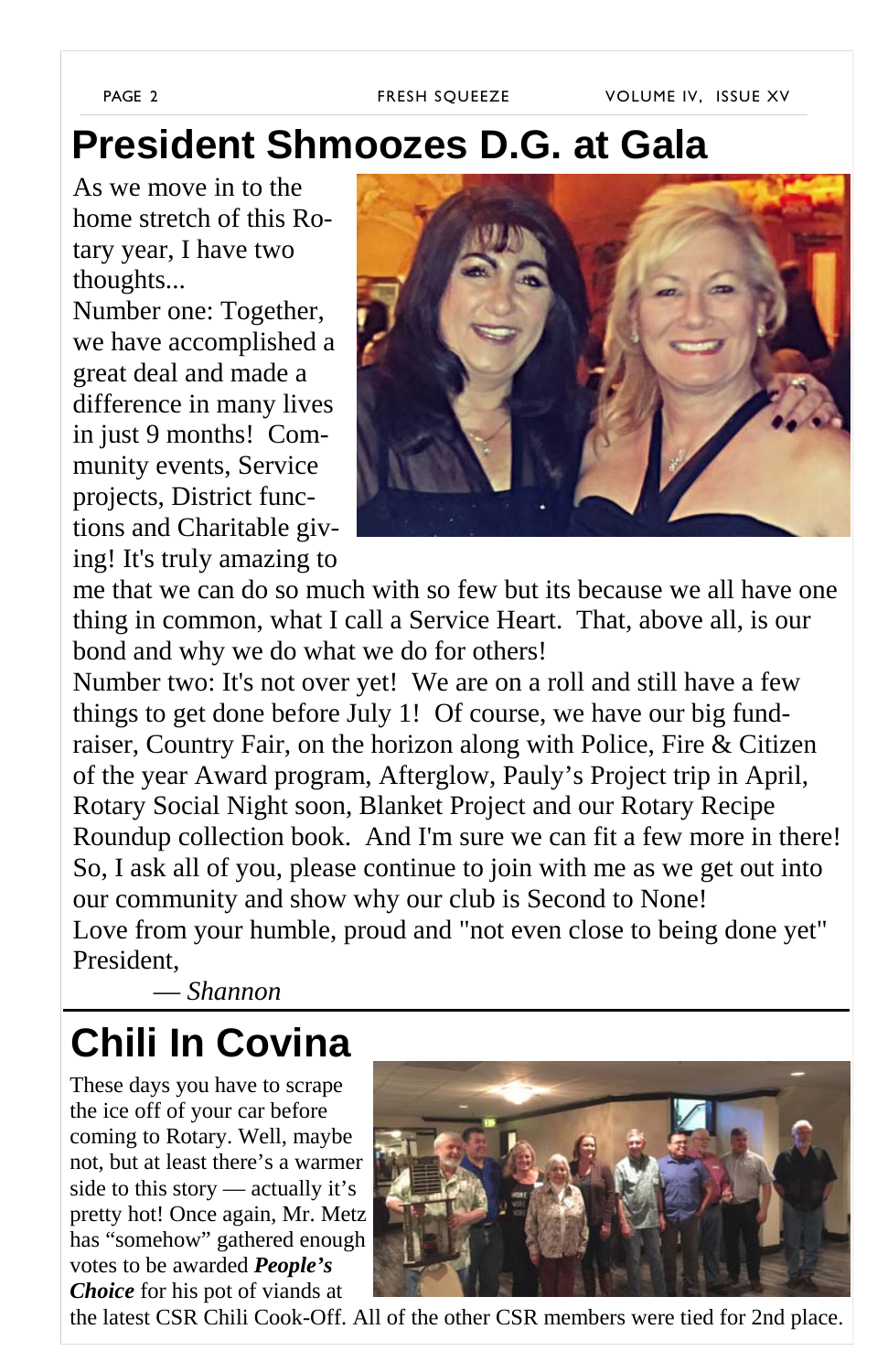# President Shmoozes D.G. at Gala

As we move in to the home stretch of this Rotary year, I have two thoughts...

Number one: Together, we have accomplished a great deal and made a difference in many lives in just 9 months! Community events, Service projects, District functions and Charitable giving! It's truly amazing to me that we can do so much with so few but its because we all have one thing in common, what I call a Service Heart. That, above all, is our bond and why we do what we do for others!

Number two: It's not over yet! We are on a roll and still have a few things to get done before July 1! Of course, we have our big fundraiser, Country Fair, on the horizon along with Police, Fire & Citizen of the year Award program, Afterglow, Pauly's Project trip in April, Rotary Social Night soon, Blanket Project and our Rotary Recipe Roundup collection book. And I'm sure we can fit a few more in there! So, I ask all of you, please continue to join with me as we get out into our community and show why our club is Second to None!

Love from your humble, proud and "not even close to being done yet" President,

— *Shannon*

# Chili In Covina

These days you have to scrape the ice off of your car before coming to Rotary. Well, maybe not, but at least there's a warmer side to this story — actually it's pretty hot! Once again, Mr. Metz has "somehow" gathered enough votes to be awarded ***People's Choice*** for his pot of viands at the latest CSR Chili Cook-Off. All of the other CSR members were tied for 2nd place.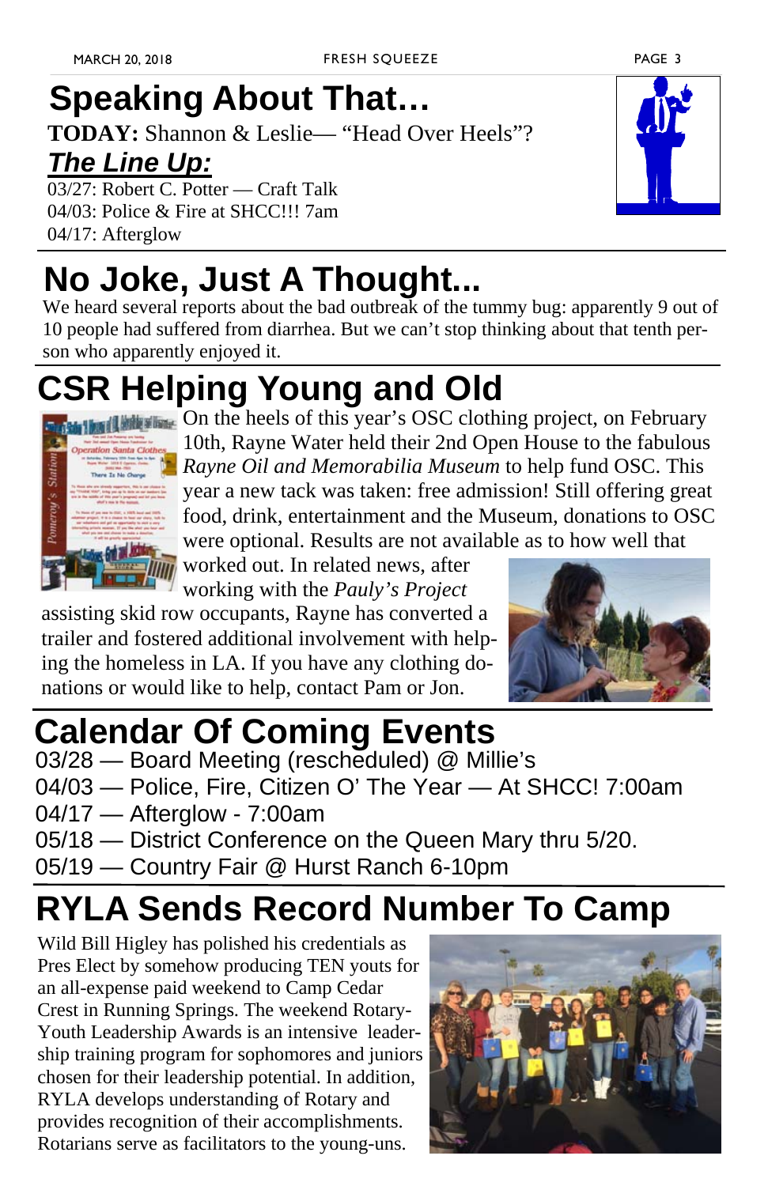## Speaking About That…

**TODAY:** Shannon & Leslie— "Head Over Heels"?

***The Line Up:***

03/27: Robert C. Potter — Craft Talk
04/03: Police & Fire at SHCC!!! 7am
04/17: Afterglow

## No Joke, Just A Thought...

We heard several reports about the bad outbreak of the tummy bug: apparently 9 out of 10 people had suffered from diarrhea. But we can't stop thinking about that tenth person who apparently enjoyed it.

## CSR Helping Young and Old

On the heels of this year's OSC clothing project, on February 10th, Rayne Water held their 2nd Open House to the fabulous *Rayne Oil and Memorabilia Museum* to help fund OSC. This year a new tack was taken: free admission! Still offering great food, drink, entertainment and the Museum, donations to OSC were optional. Results are not available as to how well that worked out. In related news, after working with the *Pauly's Project* assisting skid row occupants, Rayne has converted a trailer and fostered additional involvement with helping the homeless in LA. If you have any clothing donations or would like to help, contact Pam or Jon.

## Calendar Of Coming Events

03/28 — Board Meeting (rescheduled) @ Millie's
04/03 — Police, Fire, Citizen O' The Year — At SHCC! 7:00am
04/17 — Afterglow - 7:00am
05/18 — District Conference on the Queen Mary thru 5/20.
05/19 — Country Fair @ Hurst Ranch 6-10pm

## RYLA Sends Record Number To Camp

Wild Bill Higley has polished his credentials as Pres Elect by somehow producing TEN youts for an all-expense paid weekend to Camp Cedar Crest in Running Springs. The weekend Rotary-Youth Leadership Awards is an intensive leadership training program for sophomores and juniors chosen for their leadership potential. In addition, RYLA develops understanding of Rotary and provides recognition of their accomplishments. Rotarians serve as facilitators to the young-uns.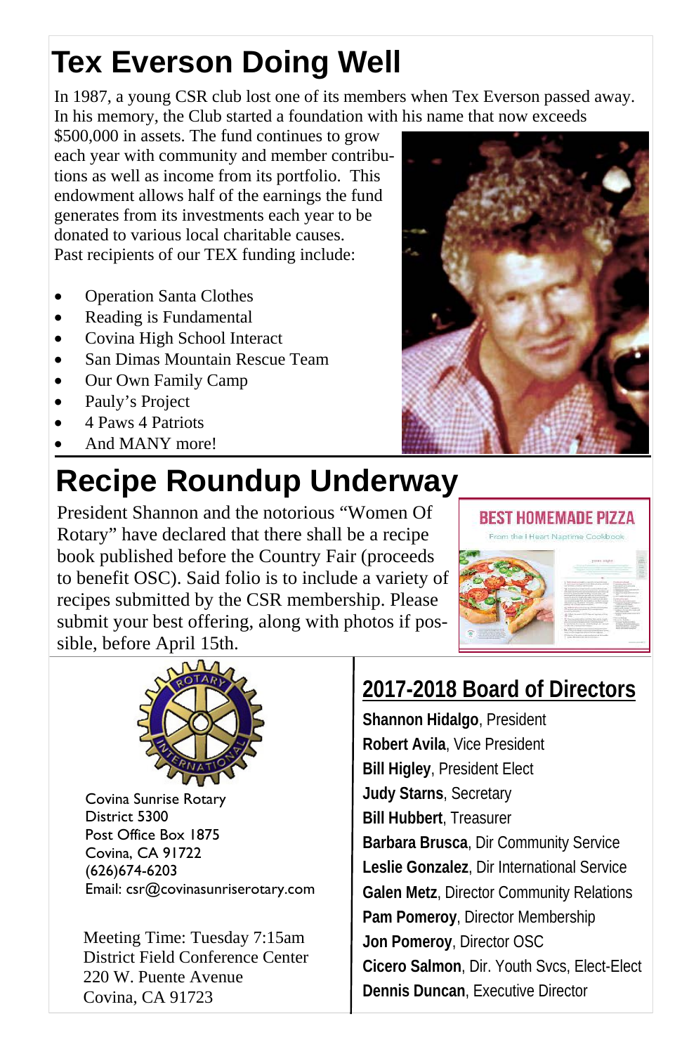# Tex Everson Doing Well

In 1987, a young CSR club lost one of its members when Tex Everson passed away. In his memory, the Club started a foundation with his name that now exceeds $500,000 in assets. The fund continues to grow each year with community and member contributions as well as income from its portfolio. This endowment allows half of the earnings the fund generates from its investments each year to be donated to various local charitable causes. Past recipients of our TEX funding include:

- Operation Santa Clothes
- Reading is Fundamental
- Covina High School Interact
- San Dimas Mountain Rescue Team
- Our Own Family Camp
- Pauly's Project
- 4 Paws 4 Patriots
- And MANY more!

# Recipe Roundup Underway

President Shannon and the notorious "Women Of Rotary" have declared that there shall be a recipe book published before the Country Fair (proceeds to benefit OSC). Said folio is to include a variety of recipes submitted by the CSR membership. Please submit your best offering, along with photos if possible, before April 15th.

BEST HOMEMADE PIZZA

From the I Heart Naptime Cookbook

Covina Sunrise Rotary
District 5300
Post Office Box 1875
Covina, CA 91722
(626)674-6203
Email: csr@covinasunriserotary.com

Meeting Time: Tuesday 7:15am
District Field Conference Center
220 W. Puente Avenue
Covina, CA 91723

## 2017-2018 Board of Directors

**Shannon Hidalgo**, President
**Robert Avila**, Vice President
**Bill Higley**, President Elect
**Judy Starns**, Secretary
**Bill Hubbert**, Treasurer
**Barbara Brusca**, Dir Community Service
**Leslie Gonzalez**, Dir International Service
**Galen Metz**, Director Community Relations
**Pam Pomeroy**, Director Membership
**Jon Pomeroy**, Director OSC
**Cicero Salmon**, Dir. Youth Svcs, Elect-Elect
**Dennis Duncan**, Executive Director